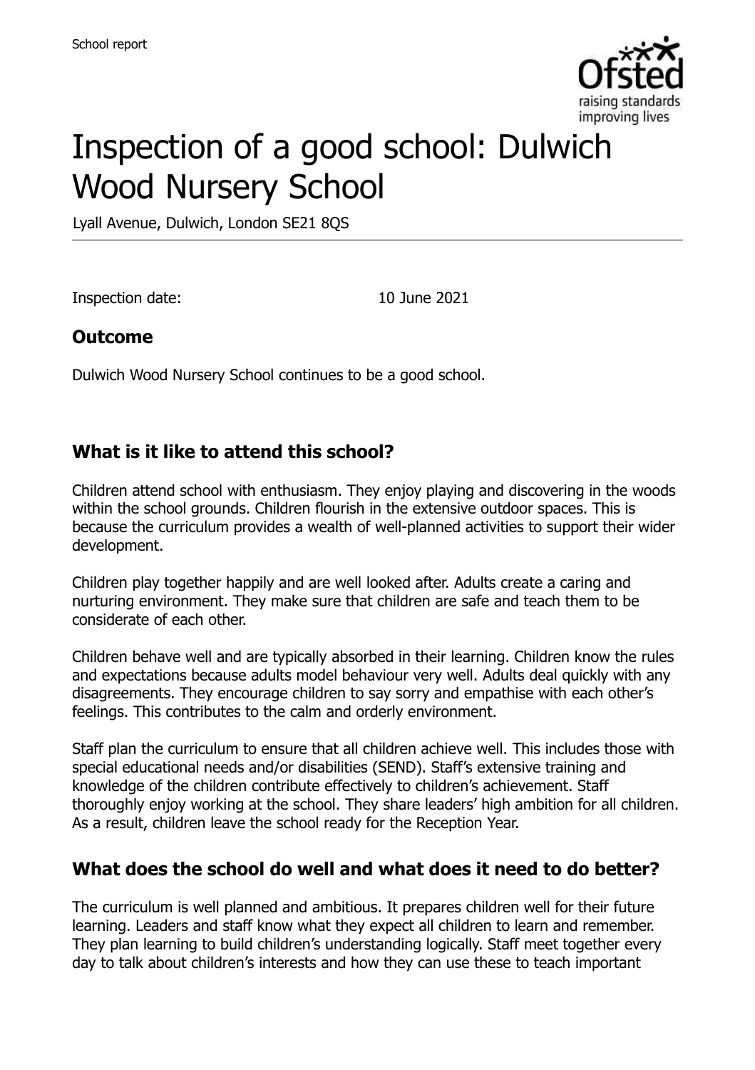# Inspection of a good school: Dulwich Wood Nursery School

Lyall Avenue, Dulwich, London SE21 8QS

Inspection date: 10 June 2021

## Outcome

Dulwich Wood Nursery School continues to be a good school.

## What is it like to attend this school?

Children attend school with enthusiasm. They enjoy playing and discovering in the woods within the school grounds. Children flourish in the extensive outdoor spaces. This is because the curriculum provides a wealth of well-planned activities to support their wider development.

Children play together happily and are well looked after. Adults create a caring and nurturing environment. They make sure that children are safe and teach them to be considerate of each other.

Children behave well and are typically absorbed in their learning. Children know the rules and expectations because adults model behaviour very well. Adults deal quickly with any disagreements. They encourage children to say sorry and empathise with each other's feelings. This contributes to the calm and orderly environment.

Staff plan the curriculum to ensure that all children achieve well. This includes those with special educational needs and/or disabilities (SEND). Staff's extensive training and knowledge of the children contribute effectively to children's achievement. Staff thoroughly enjoy working at the school. They share leaders' high ambition for all children. As a result, children leave the school ready for the Reception Year.

## What does the school do well and what does it need to do better?

The curriculum is well planned and ambitious. It prepares children well for their future learning. Leaders and staff know what they expect all children to learn and remember. They plan learning to build children's understanding logically. Staff meet together every day to talk about children's interests and how they can use these to teach important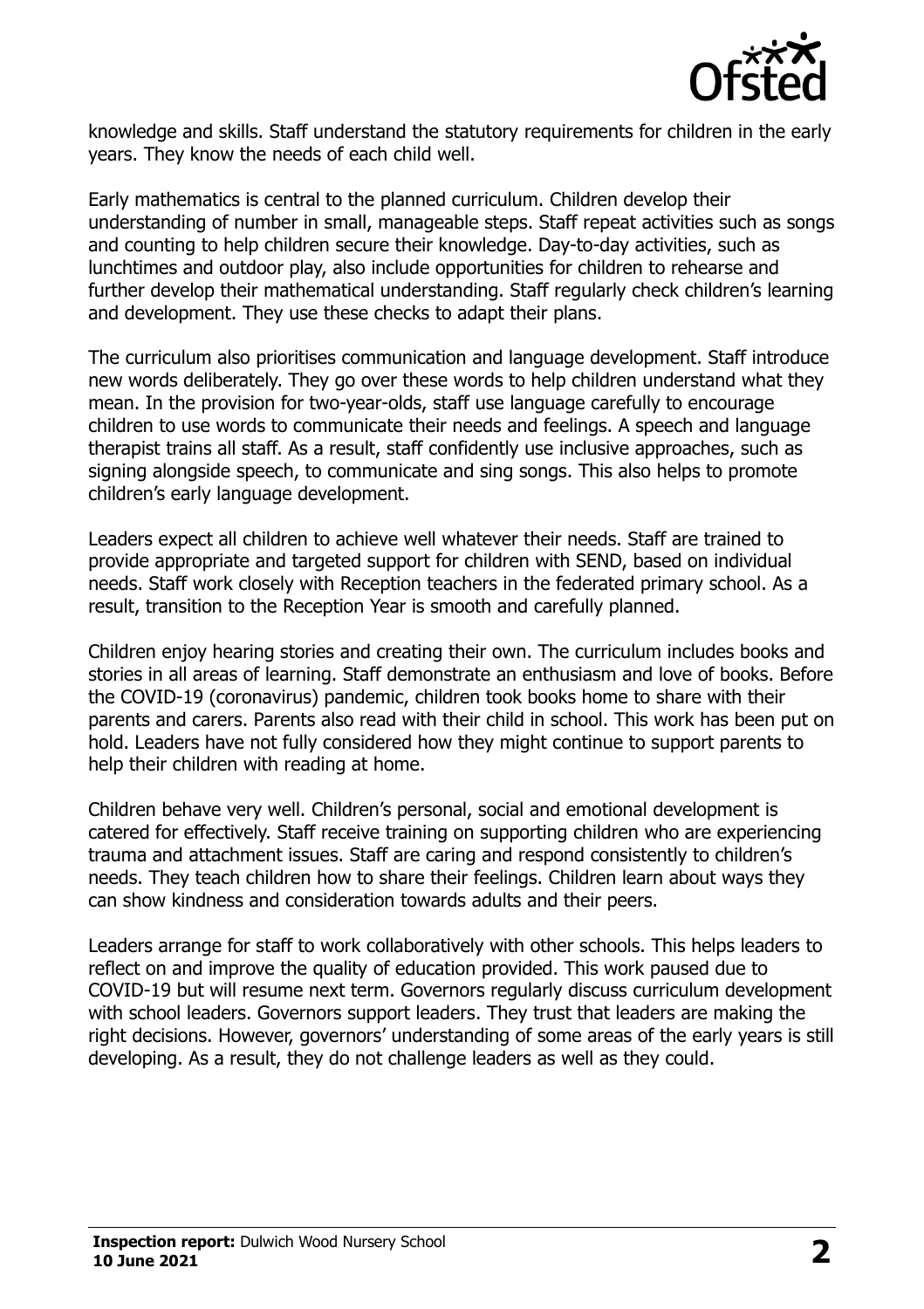knowledge and skills. Staff understand the statutory requirements for children in the early years. They know the needs of each child well.

Early mathematics is central to the planned curriculum. Children develop their understanding of number in small, manageable steps. Staff repeat activities such as songs and counting to help children secure their knowledge. Day-to-day activities, such as lunchtimes and outdoor play, also include opportunities for children to rehearse and further develop their mathematical understanding. Staff regularly check children's learning and development. They use these checks to adapt their plans.

The curriculum also prioritises communication and language development. Staff introduce new words deliberately. They go over these words to help children understand what they mean. In the provision for two-year-olds, staff use language carefully to encourage children to use words to communicate their needs and feelings. A speech and language therapist trains all staff. As a result, staff confidently use inclusive approaches, such as signing alongside speech, to communicate and sing songs. This also helps to promote children's early language development.

Leaders expect all children to achieve well whatever their needs. Staff are trained to provide appropriate and targeted support for children with SEND, based on individual needs. Staff work closely with Reception teachers in the federated primary school. As a result, transition to the Reception Year is smooth and carefully planned.

Children enjoy hearing stories and creating their own. The curriculum includes books and stories in all areas of learning. Staff demonstrate an enthusiasm and love of books. Before the COVID-19 (coronavirus) pandemic, children took books home to share with their parents and carers. Parents also read with their child in school. This work has been put on hold. Leaders have not fully considered how they might continue to support parents to help their children with reading at home.

Children behave very well. Children's personal, social and emotional development is catered for effectively. Staff receive training on supporting children who are experiencing trauma and attachment issues. Staff are caring and respond consistently to children's needs. They teach children how to share their feelings. Children learn about ways they can show kindness and consideration towards adults and their peers.

Leaders arrange for staff to work collaboratively with other schools. This helps leaders to reflect on and improve the quality of education provided. This work paused due to COVID-19 but will resume next term. Governors regularly discuss curriculum development with school leaders. Governors support leaders. They trust that leaders are making the right decisions. However, governors' understanding of some areas of the early years is still developing. As a result, they do not challenge leaders as well as they could.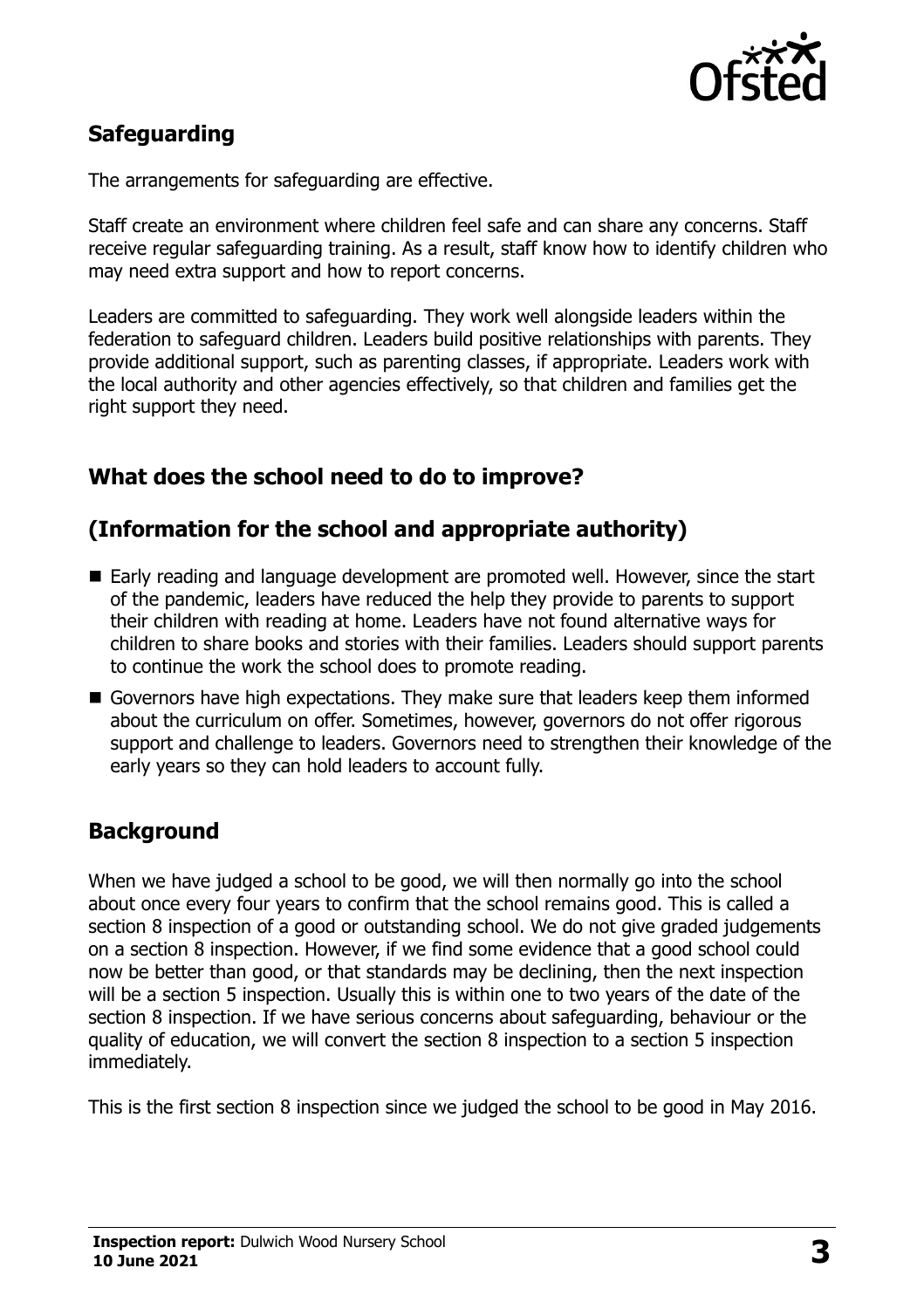## Safeguarding

The arrangements for safeguarding are effective.

Staff create an environment where children feel safe and can share any concerns. Staff receive regular safeguarding training. As a result, staff know how to identify children who may need extra support and how to report concerns.

Leaders are committed to safeguarding. They work well alongside leaders within the federation to safeguard children. Leaders build positive relationships with parents. They provide additional support, such as parenting classes, if appropriate. Leaders work with the local authority and other agencies effectively, so that children and families get the right support they need.

## What does the school need to do to improve?

## (Information for the school and appropriate authority)

- Early reading and language development are promoted well. However, since the start of the pandemic, leaders have reduced the help they provide to parents to support their children with reading at home. Leaders have not found alternative ways for children to share books and stories with their families. Leaders should support parents to continue the work the school does to promote reading.
- Governors have high expectations. They make sure that leaders keep them informed about the curriculum on offer. Sometimes, however, governors do not offer rigorous support and challenge to leaders. Governors need to strengthen their knowledge of the early years so they can hold leaders to account fully.

## Background

When we have judged a school to be good, we will then normally go into the school about once every four years to confirm that the school remains good. This is called a section 8 inspection of a good or outstanding school. We do not give graded judgements on a section 8 inspection. However, if we find some evidence that a good school could now be better than good, or that standards may be declining, then the next inspection will be a section 5 inspection. Usually this is within one to two years of the date of the section 8 inspection. If we have serious concerns about safeguarding, behaviour or the quality of education, we will convert the section 8 inspection to a section 5 inspection immediately.

This is the first section 8 inspection since we judged the school to be good in May 2016.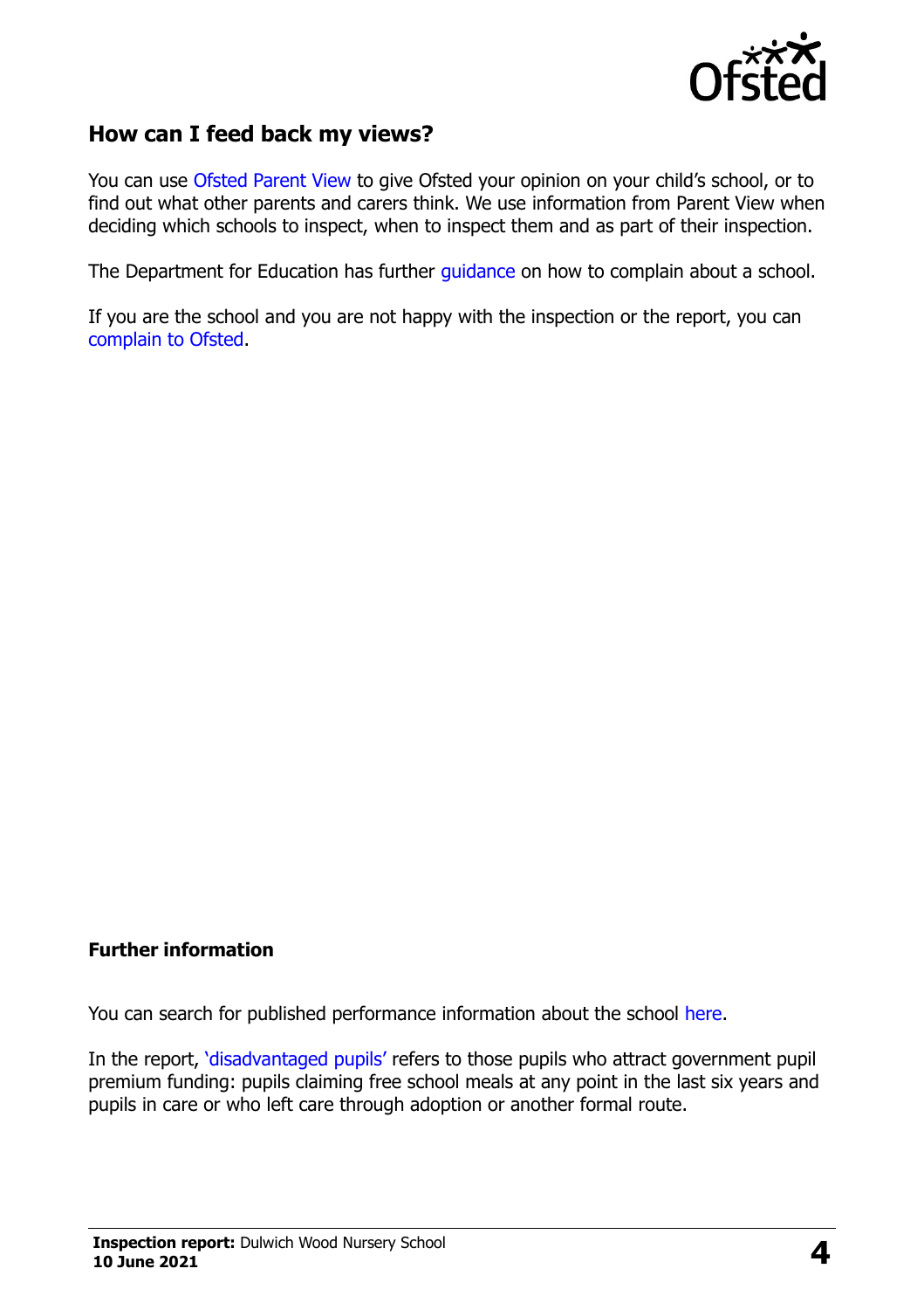## How can I feed back my views?

You can use Ofsted Parent View to give Ofsted your opinion on your child's school, or to find out what other parents and carers think. We use information from Parent View when deciding which schools to inspect, when to inspect them and as part of their inspection.

The Department for Education has further guidance on how to complain about a school.

If you are the school and you are not happy with the inspection or the report, you can complain to Ofsted.

**Further information**

You can search for published performance information about the school here.

In the report, 'disadvantaged pupils' refers to those pupils who attract government pupil premium funding: pupils claiming free school meals at any point in the last six years and pupils in care or who left care through adoption or another formal route.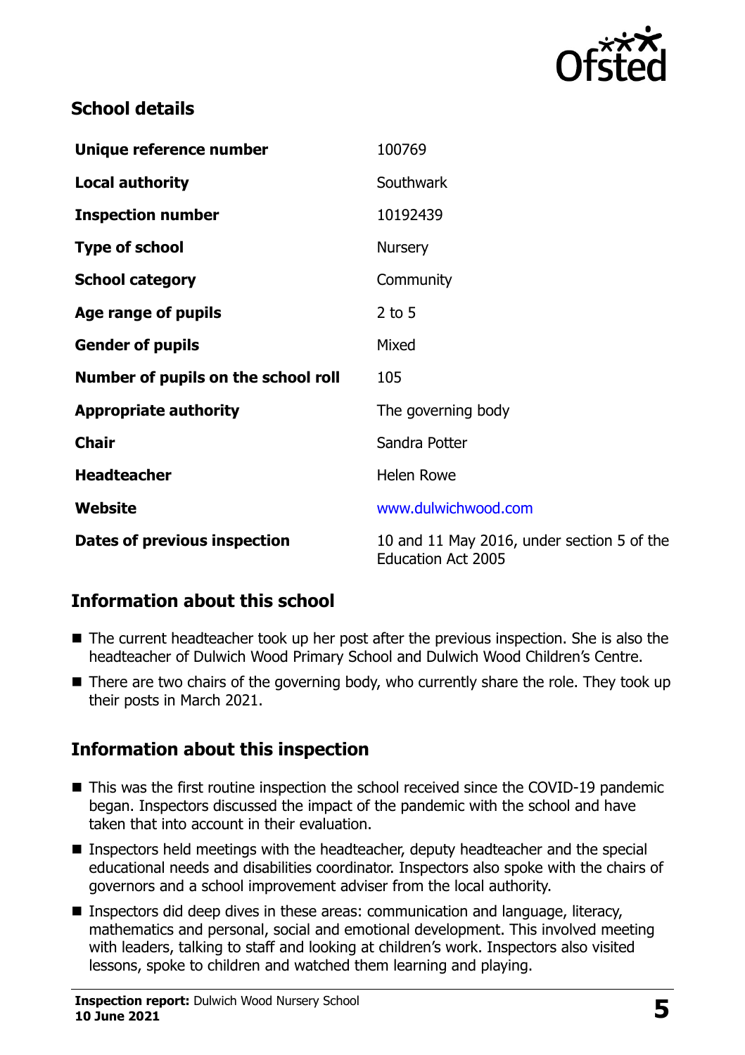## School details

| Unique reference number | 100769 |
| --- | --- |
| Local authority | Southwark |
| Inspection number | 10192439 |
| Type of school | Nursery |
| School category | Community |
| Age range of pupils | 2 to 5 |
| Gender of pupils | Mixed |
| Number of pupils on the school roll | 105 |
| Appropriate authority | The governing body |
| Chair | Sandra Potter |
| Headteacher | Helen Rowe |
| Website | www.dulwichwood.com |
| Dates of previous inspection | 10 and 11 May 2016, under section 5 of the Education Act 2005 |

## Information about this school

- The current headteacher took up her post after the previous inspection. She is also the headteacher of Dulwich Wood Primary School and Dulwich Wood Children's Centre.
- There are two chairs of the governing body, who currently share the role. They took up their posts in March 2021.

## Information about this inspection

- This was the first routine inspection the school received since the COVID-19 pandemic began. Inspectors discussed the impact of the pandemic with the school and have taken that into account in their evaluation.
- Inspectors held meetings with the headteacher, deputy headteacher and the special educational needs and disabilities coordinator. Inspectors also spoke with the chairs of governors and a school improvement adviser from the local authority.
- Inspectors did deep dives in these areas: communication and language, literacy, mathematics and personal, social and emotional development. This involved meeting with leaders, talking to staff and looking at children's work. Inspectors also visited lessons, spoke to children and watched them learning and playing.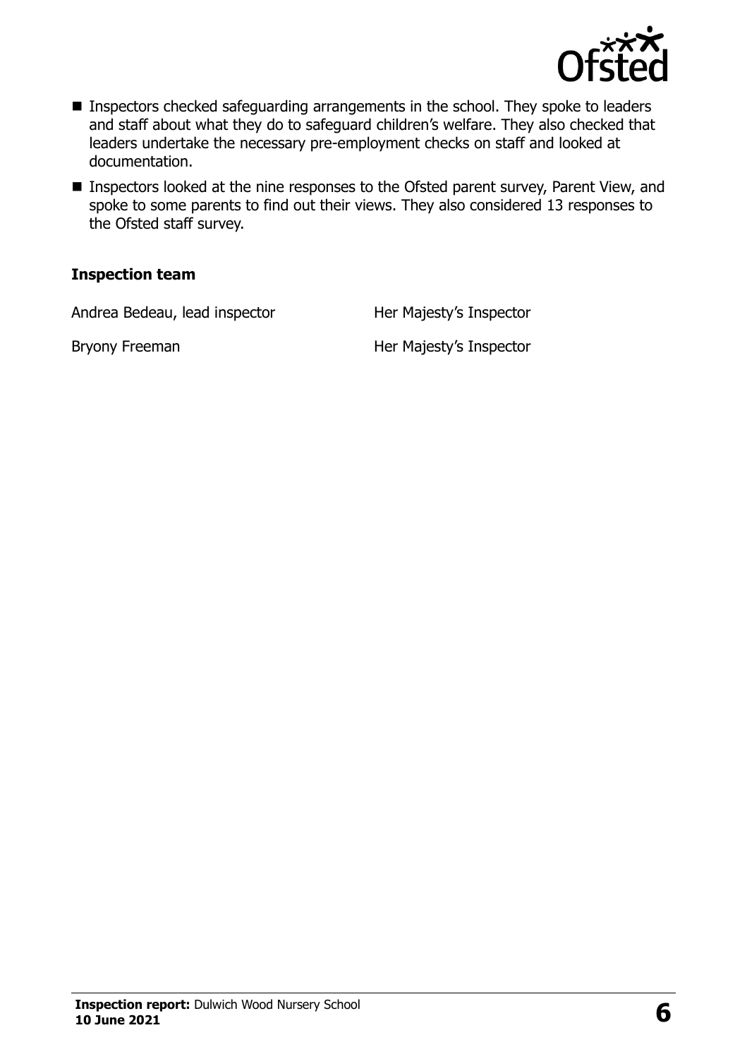- Inspectors checked safeguarding arrangements in the school. They spoke to leaders and staff about what they do to safeguard children's welfare. They also checked that leaders undertake the necessary pre-employment checks on staff and looked at documentation.
- Inspectors looked at the nine responses to the Ofsted parent survey, Parent View, and spoke to some parents to find out their views. They also considered 13 responses to the Ofsted staff survey.

### Inspection team

| | |
|---|---|
| Andrea Bedeau, lead inspector | Her Majesty's Inspector |
| Bryony Freeman | Her Majesty's Inspector |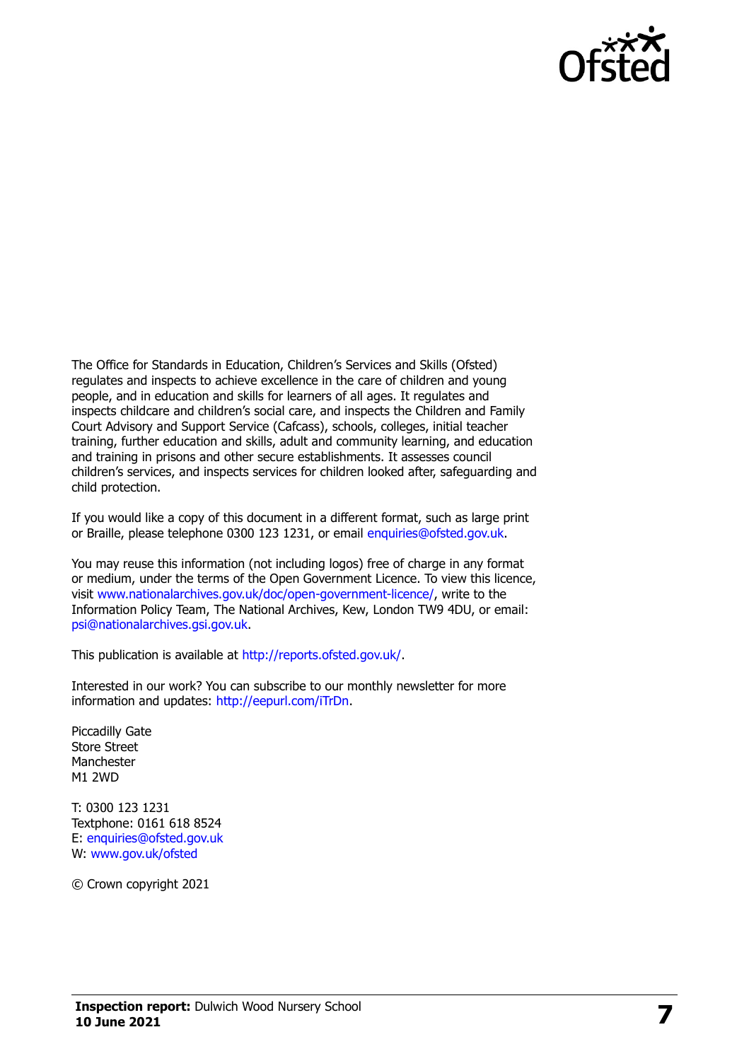The Office for Standards in Education, Children's Services and Skills (Ofsted) regulates and inspects to achieve excellence in the care of children and young people, and in education and skills for learners of all ages. It regulates and inspects childcare and children's social care, and inspects the Children and Family Court Advisory and Support Service (Cafcass), schools, colleges, initial teacher training, further education and skills, adult and community learning, and education and training in prisons and other secure establishments. It assesses council children's services, and inspects services for children looked after, safeguarding and child protection.

If you would like a copy of this document in a different format, such as large print or Braille, please telephone 0300 123 1231, or email enquiries@ofsted.gov.uk.

You may reuse this information (not including logos) free of charge in any format or medium, under the terms of the Open Government Licence. To view this licence, visit www.nationalarchives.gov.uk/doc/open-government-licence/, write to the Information Policy Team, The National Archives, Kew, London TW9 4DU, or email: psi@nationalarchives.gsi.gov.uk.

This publication is available at http://reports.ofsted.gov.uk/.

Interested in our work? You can subscribe to our monthly newsletter for more information and updates: http://eepurl.com/iTrDn.

Piccadilly Gate
Store Street
Manchester
M1 2WD

T: 0300 123 1231
Textphone: 0161 618 8524
E: enquiries@ofsted.gov.uk
W: www.gov.uk/ofsted

© Crown copyright 2021